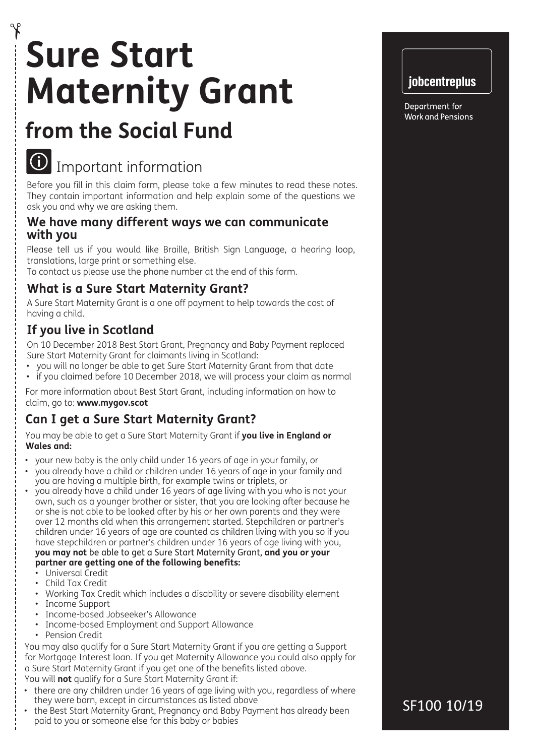# Sure Start Maternity Grant

## from the Social Fund

jobcentreplus

Department for Work and Pensions

SF100 10/19

## Important information

Before you fill in this claim form, please take a few minutes to read these notes. They contain important information and help explain some of the questions we ask you and why we are asking them.

### We have many different ways we can communicate with you

Please tell us if you would like Braille, British Sign Language, a hearing loop, translations, large print or something else.
To contact us please use the phone number at the end of this form.

### What is a Sure Start Maternity Grant?

A Sure Start Maternity Grant is a one off payment to help towards the cost of having a child.

### If you live in Scotland

On 10 December 2018 Best Start Grant, Pregnancy and Baby Payment replaced Sure Start Maternity Grant for claimants living in Scotland:

- you will no longer be able to get Sure Start Maternity Grant from that date
- if you claimed before 10 December 2018, we will process your claim as normal

For more information about Best Start Grant, including information on how to claim, go to: **www.mygov.scot**

### Can I get a Sure Start Maternity Grant?

You may be able to get a Sure Start Maternity Grant if **you live in England or Wales and:**

- your new baby is the only child under 16 years of age in your family, or
- you already have a child or children under 16 years of age in your family and you are having a multiple birth, for example twins or triplets, or
- you already have a child under 16 years of age living with you who is not your own, such as a younger brother or sister, that you are looking after because he or she is not able to be looked after by his or her own parents and they were over 12 months old when this arrangement started. Stepchildren or partner's children under 16 years of age are counted as children living with you so if you have stepchildren or partner's children under 16 years of age living with you, **you may not** be able to get a Sure Start Maternity Grant, **and you or your partner are getting one of the following benefits:**
  - Universal Credit
  - Child Tax Credit
  - Working Tax Credit which includes a disability or severe disability element
  - Income Support
  - Income-based Jobseeker's Allowance
  - Income-based Employment and Support Allowance
  - Pension Credit

You may also qualify for a Sure Start Maternity Grant if you are getting a Support for Mortgage Interest loan. If you get Maternity Allowance you could also apply for a Sure Start Maternity Grant if you get one of the benefits listed above.
You will **not** qualify for a Sure Start Maternity Grant if:

- there are any children under 16 years of age living with you, regardless of where they were born, except in circumstances as listed above
- the Best Start Maternity Grant, Pregnancy and Baby Payment has already been paid to you or someone else for this baby or babies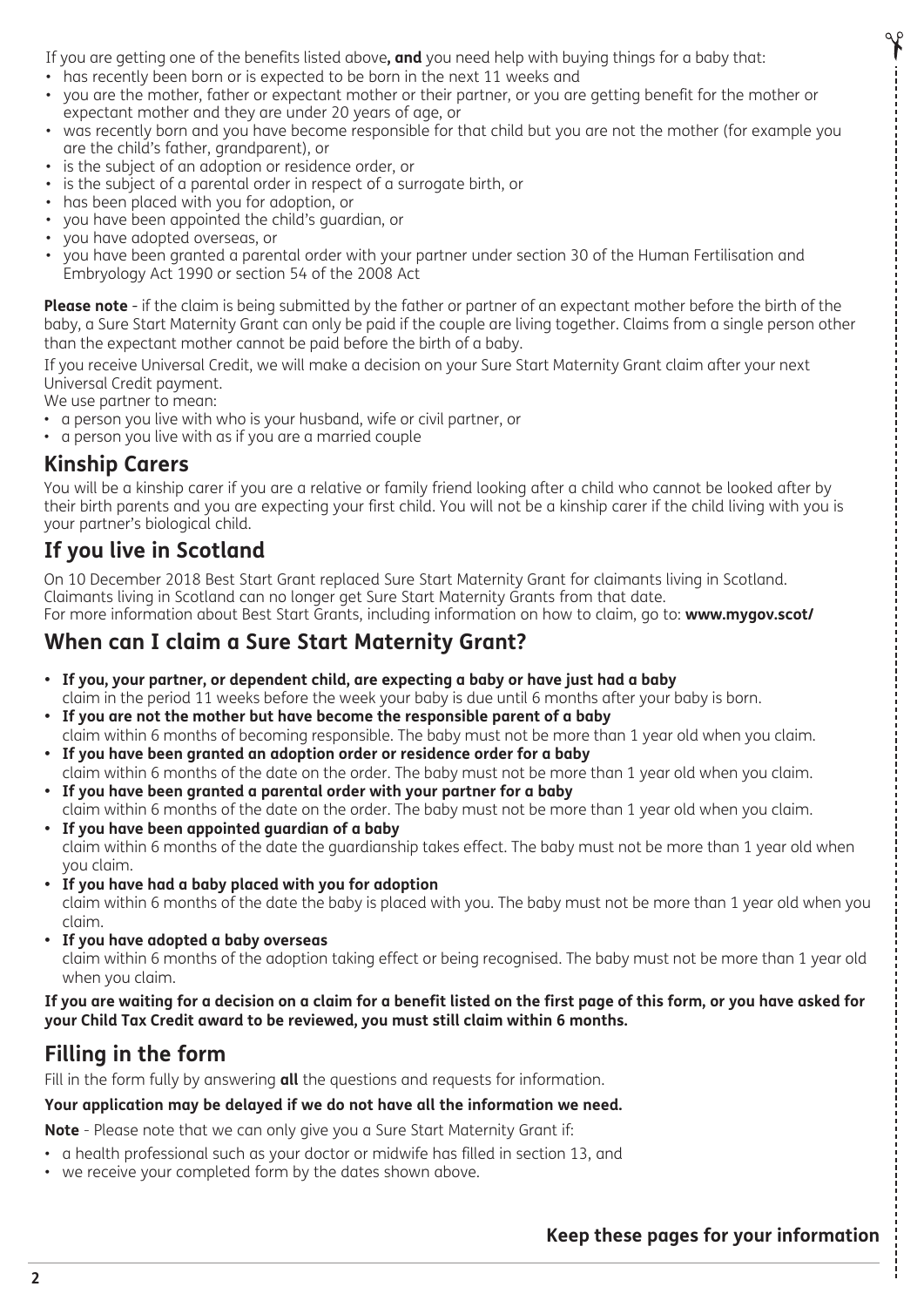If you are getting one of the benefits listed above**, and** you need help with buying things for a baby that:

- has recently been born or is expected to be born in the next 11 weeks and
- you are the mother, father or expectant mother or their partner, or you are getting benefit for the mother or expectant mother and they are under 20 years of age, or
- was recently born and you have become responsible for that child but you are not the mother (for example you are the child's father, grandparent), or
- is the subject of an adoption or residence order, or
- is the subject of a parental order in respect of a surrogate birth, or
- has been placed with you for adoption, or
- you have been appointed the child's guardian, or
- you have adopted overseas, or
- you have been granted a parental order with your partner under section 30 of the Human Fertilisation and Embryology Act 1990 or section 54 of the 2008 Act

**Please note** - if the claim is being submitted by the father or partner of an expectant mother before the birth of the baby, a Sure Start Maternity Grant can only be paid if the couple are living together. Claims from a single person other than the expectant mother cannot be paid before the birth of a baby.

If you receive Universal Credit, we will make a decision on your Sure Start Maternity Grant claim after your next Universal Credit payment.

We use partner to mean:

- a person you live with who is your husband, wife or civil partner, or
- a person you live with as if you are a married couple

## Kinship Carers

You will be a kinship carer if you are a relative or family friend looking after a child who cannot be looked after by their birth parents and you are expecting your first child. You will not be a kinship carer if the child living with you is your partner's biological child.

## If you live in Scotland

On 10 December 2018 Best Start Grant replaced Sure Start Maternity Grant for claimants living in Scotland. Claimants living in Scotland can no longer get Sure Start Maternity Grants from that date.
For more information about Best Start Grants, including information on how to claim, go to: **www.mygov.scot/**

## When can I claim a Sure Start Maternity Grant?

- **If you, your partner, or dependent child, are expecting a baby or have just had a baby**
  claim in the period 11 weeks before the week your baby is due until 6 months after your baby is born.
- **If you are not the mother but have become the responsible parent of a baby**
  claim within 6 months of becoming responsible. The baby must not be more than 1 year old when you claim.
- **If you have been granted an adoption order or residence order for a baby**
  claim within 6 months of the date on the order. The baby must not be more than 1 year old when you claim.
- **If you have been granted a parental order with your partner for a baby**
  claim within 6 months of the date on the order. The baby must not be more than 1 year old when you claim.
- **If you have been appointed guardian of a baby**
  claim within 6 months of the date the guardianship takes effect. The baby must not be more than 1 year old when you claim.
- **If you have had a baby placed with you for adoption**
  claim within 6 months of the date the baby is placed with you. The baby must not be more than 1 year old when you claim.
- **If you have adopted a baby overseas**
  claim within 6 months of the adoption taking effect or being recognised. The baby must not be more than 1 year old when you claim.

**If you are waiting for a decision on a claim for a benefit listed on the first page of this form, or you have asked for your Child Tax Credit award to be reviewed, you must still claim within 6 months.**

## Filling in the form

Fill in the form fully by answering **all** the questions and requests for information.

**Your application may be delayed if we do not have all the information we need.**

**Note** - Please note that we can only give you a Sure Start Maternity Grant if:

- a health professional such as your doctor or midwife has filled in section 13, and
- we receive your completed form by the dates shown above.

**Keep these pages for your information**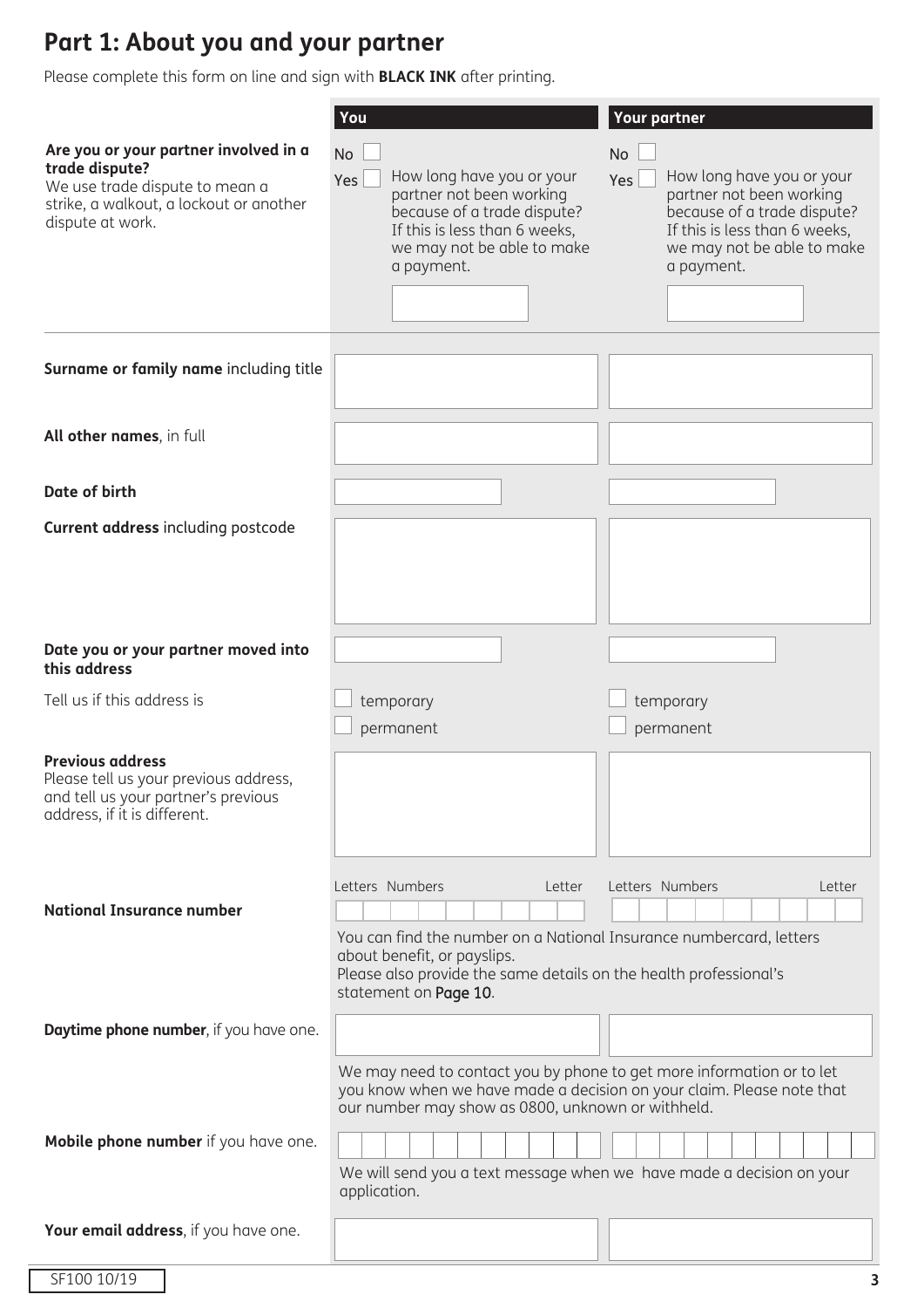## Part 1: About you and your partner

Please complete this form on line and sign with **BLACK INK** after printing.

| | You | Your partner |
|---|---|---|
| **Are you or your partner involved in a trade dispute?** We use trade dispute to mean a strike, a walkout, a lockout or another dispute at work. | No ☐ Yes ☐ How long have you or your partner not been working because of a trade dispute? If this is less than 6 weeks, we may not be able to make a payment. | No ☐ Yes ☐ How long have you or your partner not been working because of a trade dispute? If this is less than 6 weeks, we may not be able to make a payment. |
| **Surname or family name** including title | | |
| **All other names**, in full | | |
| **Date of birth** | | |
| **Current address** including postcode | | |
| **Date you or your partner moved into this address** | | |
| Tell us if this address is | ☐ temporary ☐ permanent | ☐ temporary ☐ permanent |
| **Previous address** Please tell us your previous address, and tell us your partner's previous address, if it is different. | | |
| **National Insurance number** | Letters Numbers Letter | Letters Numbers Letter |
| **Daytime phone number**, if you have one. | | |
| **Mobile phone number** if you have one. | | |
| **Your email address**, if you have one. | | |

National Insurance number: You can find the number on a National Insurance numbercard, letters about benefit, or payslips. Please also provide the same details on the health professional's statement on Page 10.

Daytime phone number: We may need to contact you by phone to get more information or to let you know when we have made a decision on your claim. Please note that our number may show as 0800, unknown or withheld.

Mobile phone number: We will send you a text message when we have made a decision on your application.

SF100 10/19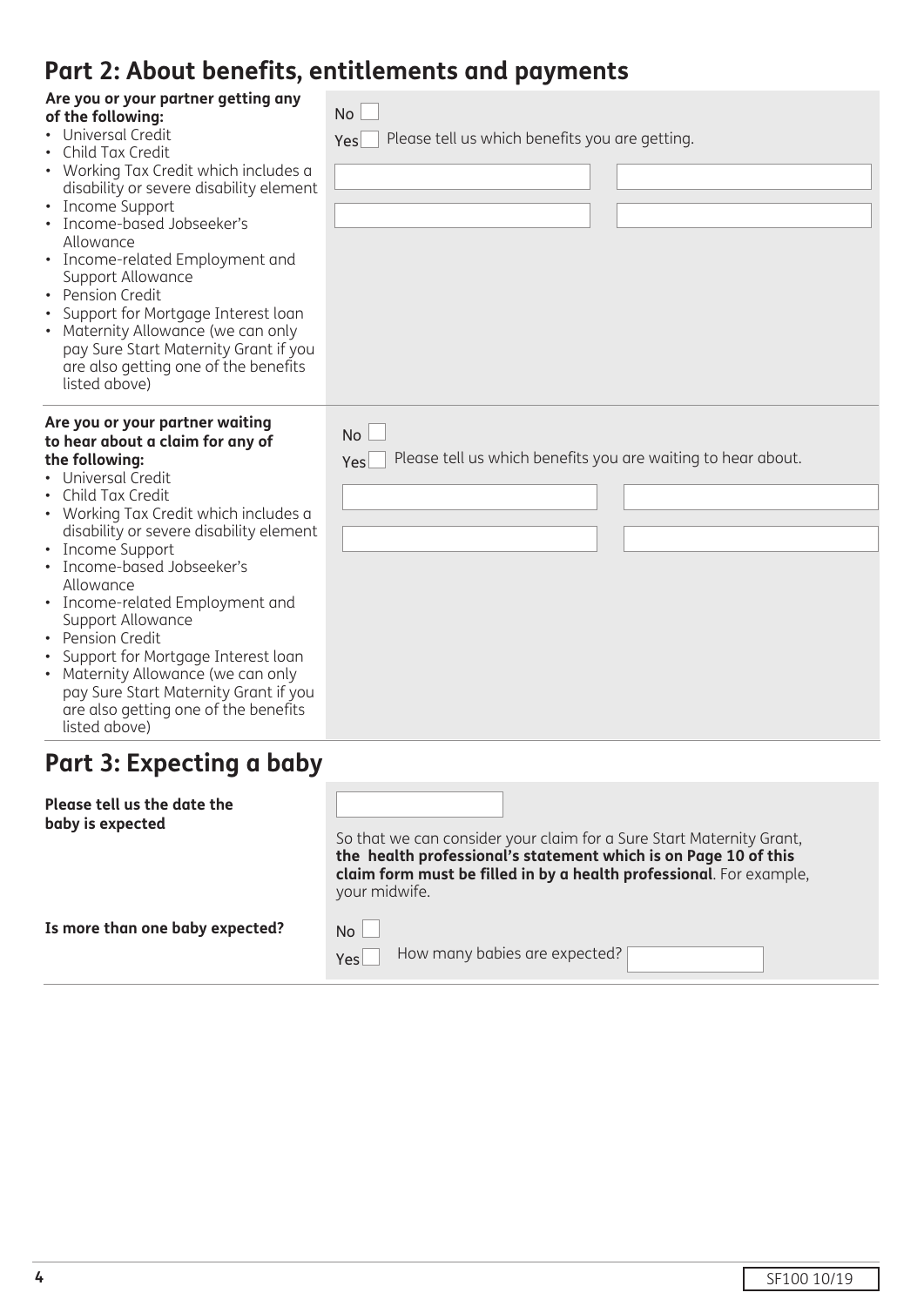## Part 2: About benefits, entitlements and payments

**Are you or your partner getting any of the following:**

- Universal Credit
- Child Tax Credit
- Working Tax Credit which includes a disability or severe disability element
- Income Support
- Income-based Jobseeker's Allowance
- Income-related Employment and Support Allowance
- Pension Credit
- Support for Mortgage Interest loan
- Maternity Allowance (we can only pay Sure Start Maternity Grant if you are also getting one of the benefits listed above)

No ☐

Yes ☐ Please tell us which benefits you are getting.

**Are you or your partner waiting to hear about a claim for any of the following:**

- Universal Credit
- Child Tax Credit
- Working Tax Credit which includes a disability or severe disability element
- Income Support
- Income-based Jobseeker's Allowance
- Income-related Employment and Support Allowance
- Pension Credit
- Support for Mortgage Interest loan
- Maternity Allowance (we can only pay Sure Start Maternity Grant if you are also getting one of the benefits listed above)

No ☐

Yes ☐ Please tell us which benefits you are waiting to hear about.

## Part 3: Expecting a baby

**Please tell us the date the baby is expected**

So that we can consider your claim for a Sure Start Maternity Grant, **the health professional's statement which is on Page 10 of this claim form must be filled in by a health professional**. For example, your midwife.

**Is more than one baby expected?**

No ☐

Yes ☐ How many babies are expected?

SF100 10/19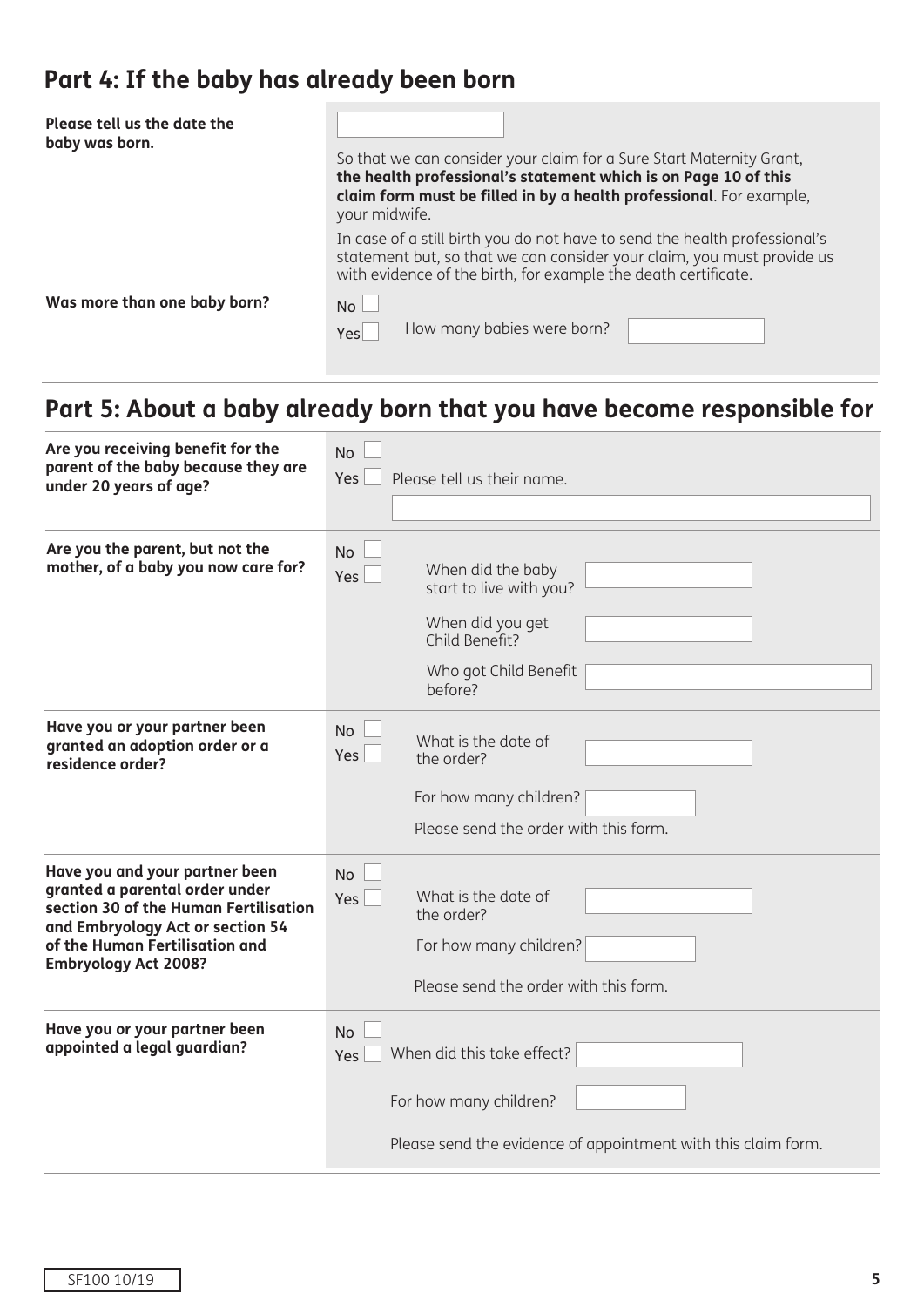## Part 4: If the baby has already been born

**Please tell us the date the baby was born.**

So that we can consider your claim for a Sure Start Maternity Grant, **the health professional's statement which is on Page 10 of this claim form must be filled in by a health professional**. For example, your midwife.

In case of a still birth you do not have to send the health professional's statement but, so that we can consider your claim, you must provide us with evidence of the birth, for example the death certificate.

**Was more than one baby born?**

No ☐

Yes ☐ How many babies were born?

## Part 5: About a baby already born that you have become responsible for

**Are you receiving benefit for the parent of the baby because they are under 20 years of age?**

No ☐

Yes ☐ Please tell us their name.

**Are you the parent, but not the mother, of a baby you now care for?**

No ☐

Yes ☐

When did the baby start to live with you?

When did you get Child Benefit?

Who got Child Benefit before?

**Have you or your partner been granted an adoption order or a residence order?**

No ☐

Yes ☐

What is the date of the order?

For how many children?

Please send the order with this form.

**Have you and your partner been granted a parental order under section 30 of the Human Fertilisation and Embryology Act or section 54 of the Human Fertilisation and Embryology Act 2008?**

No ☐

Yes ☐

What is the date of the order?

For how many children?

Please send the order with this form.

**Have you or your partner been appointed a legal guardian?**

No ☐

Yes ☐ When did this take effect?

For how many children?

Please send the evidence of appointment with this claim form.

SF100 10/19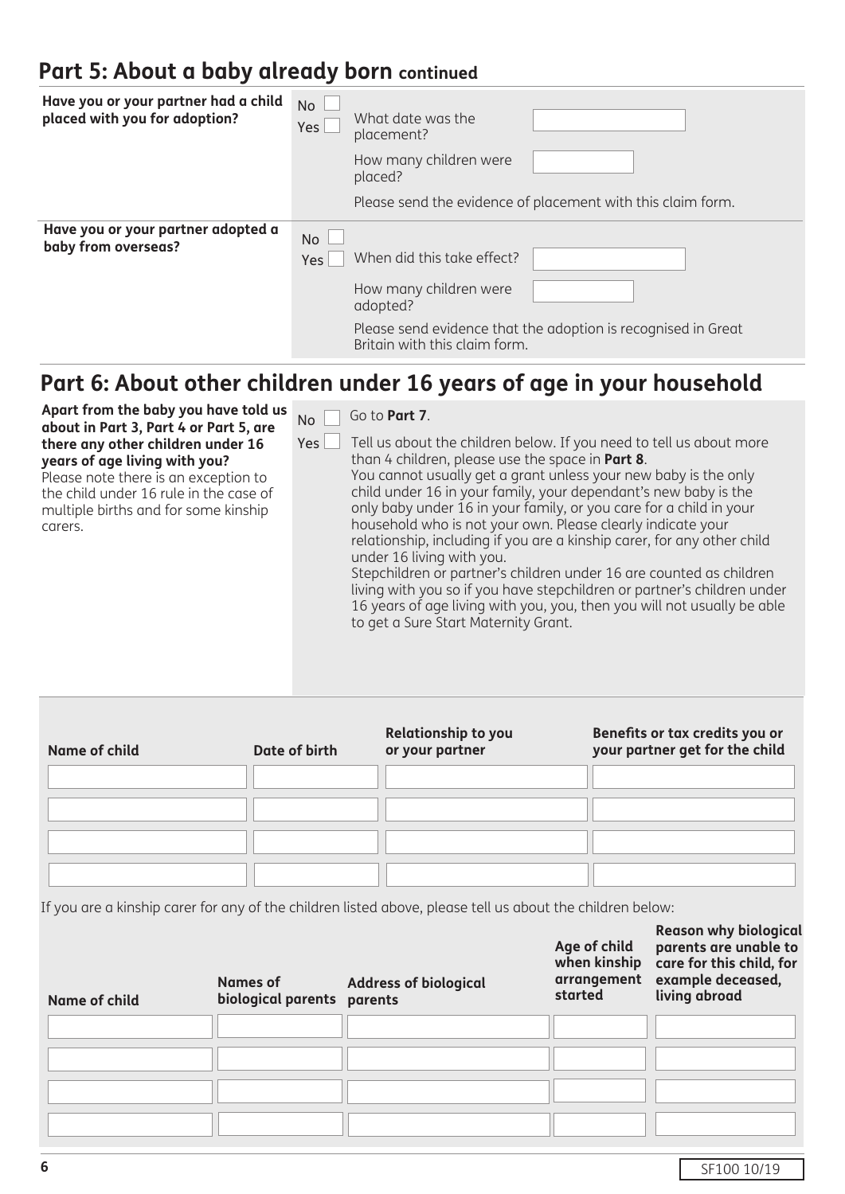## Part 5: About a baby already born continued

**Have you or your partner had a child placed with you for adoption?**

No ☐
Yes ☐ What date was the placement? ______

How many children were placed? ______

Please send the evidence of placement with this claim form.

**Have you or your partner adopted a baby from overseas?**

No ☐
Yes ☐ When did this take effect? ______

How many children were adopted? ______

Please send evidence that the adoption is recognised in Great Britain with this claim form.

## Part 6: About other children under 16 years of age in your household

**Apart from the baby you have told us about in Part 3, Part 4 or Part 5, are there any other children under 16 years of age living with you?**
Please note there is an exception to the child under 16 rule in the case of multiple births and for some kinship carers.

No ☐ Go to **Part 7**.

Yes ☐ Tell us about the children below. If you need to tell us about more than 4 children, please use the space in **Part 8**.
You cannot usually get a grant unless your new baby is the only child under 16 in your family, your dependant's new baby is the only baby under 16 in your family, or you care for a child in your household who is not your own. Please clearly indicate your relationship, including if you are a kinship carer, for any other child under 16 living with you.
Stepchildren or partner's children under 16 are counted as children living with you so if you have stepchildren or partner's children under 16 years of age living with you, you, then you will not usually be able to get a Sure Start Maternity Grant.

| Name of child | Date of birth | Relationship to you or your partner | Benefits or tax credits you or your partner get for the child |
|---|---|---|---|
| | | | |
| | | | |
| | | | |
| | | | |

If you are a kinship carer for any of the children listed above, please tell us about the children below:

| Name of child | Names of biological parents | Address of biological parents | Age of child when kinship arrangement started | Reason why biological parents are unable to care for this child, for example deceased, living abroad |
|---|---|---|---|---|
| | | | | |
| | | | | |
| | | | | |
| | | | | |

SF100 10/19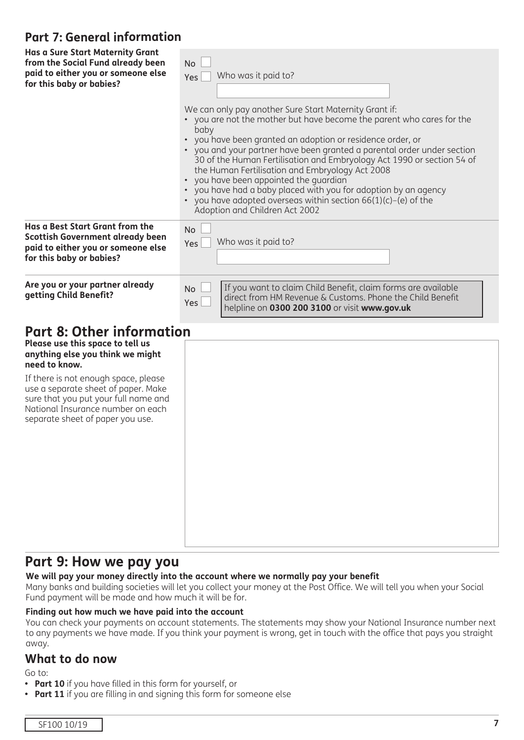## Part 7: General information

**Has a Sure Start Maternity Grant from the Social Fund already been paid to either you or someone else for this baby or babies?**

No ☐
Yes ☐ Who was it paid to?

We can only pay another Sure Start Maternity Grant if:

- you are not the mother but have become the parent who cares for the baby
- you have been granted an adoption or residence order, or
- you and your partner have been granted a parental order under section 30 of the Human Fertilisation and Embryology Act 1990 or section 54 of the Human Fertilisation and Embryology Act 2008
- you have been appointed the guardian
- you have had a baby placed with you for adoption by an agency
- you have adopted overseas within section 66(1)(c)–(e) of the Adoption and Children Act 2002

**Has a Best Start Grant from the Scottish Government already been paid to either you or someone else for this baby or babies?**

No ☐
Yes ☐ Who was it paid to?

**Are you or your partner already getting Child Benefit?**

No ☐
Yes ☐

If you want to claim Child Benefit, claim forms are available direct from HM Revenue & Customs. Phone the Child Benefit helpline on **0300 200 3100** or visit **www.gov.uk**

## Part 8: Other information

**Please use this space to tell us anything else you think we might need to know.**

If there is not enough space, please use a separate sheet of paper. Make sure that you put your full name and National Insurance number on each separate sheet of paper you use.

## Part 9: How we pay you

**We will pay your money directly into the account where we normally pay your benefit**

Many banks and building societies will let you collect your money at the Post Office. We will tell you when your Social Fund payment will be made and how much it will be for.

**Finding out how much we have paid into the account**

You can check your payments on account statements. The statements may show your National Insurance number next to any payments we have made. If you think your payment is wrong, get in touch with the office that pays you straight away.

## What to do now

Go to:

- **Part 10** if you have filled in this form for yourself, or
- **Part 11** if you are filling in and signing this form for someone else

SF100 10/19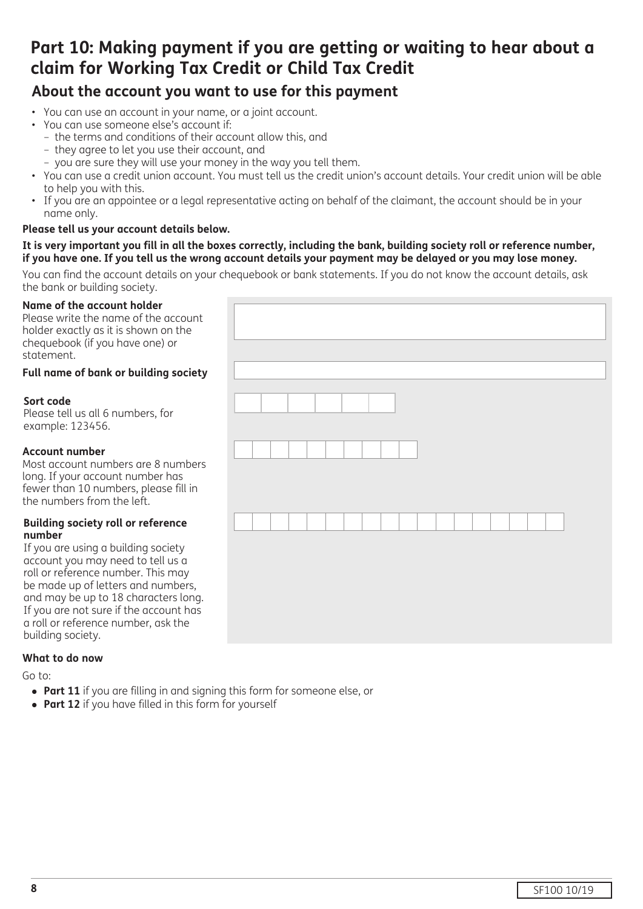# Part 10: Making payment if you are getting or waiting to hear about a claim for Working Tax Credit or Child Tax Credit

## About the account you want to use for this payment

- You can use an account in your name, or a joint account.
- You can use someone else's account if:
  - the terms and conditions of their account allow this, and
  - they agree to let you use their account, and
  - you are sure they will use your money in the way you tell them.
- You can use a credit union account. You must tell us the credit union's account details. Your credit union will be able to help you with this.
- If you are an appointee or a legal representative acting on behalf of the claimant, the account should be in your name only.

**Please tell us your account details below.**

**It is very important you fill in all the boxes correctly, including the bank, building society roll or reference number, if you have one. If you tell us the wrong account details your payment may be delayed or you may lose money.**

You can find the account details on your chequebook or bank statements. If you do not know the account details, ask the bank or building society.

**Name of the account holder**
Please write the name of the account holder exactly as it is shown on the chequebook (if you have one) or statement.

**Full name of bank or building society**

**Sort code**
Please tell us all 6 numbers, for example: 123456.

**Account number**
Most account numbers are 8 numbers long. If your account number has fewer than 10 numbers, please fill in the numbers from the left.

**Building society roll or reference number**
If you are using a building society account you may need to tell us a roll or reference number. This may be made up of letters and numbers, and may be up to 18 characters long. If you are not sure if the account has a roll or reference number, ask the building society.

**What to do now**

Go to:

- **Part 11** if you are filling in and signing this form for someone else, or
- **Part 12** if you have filled in this form for yourself

SF100 10/19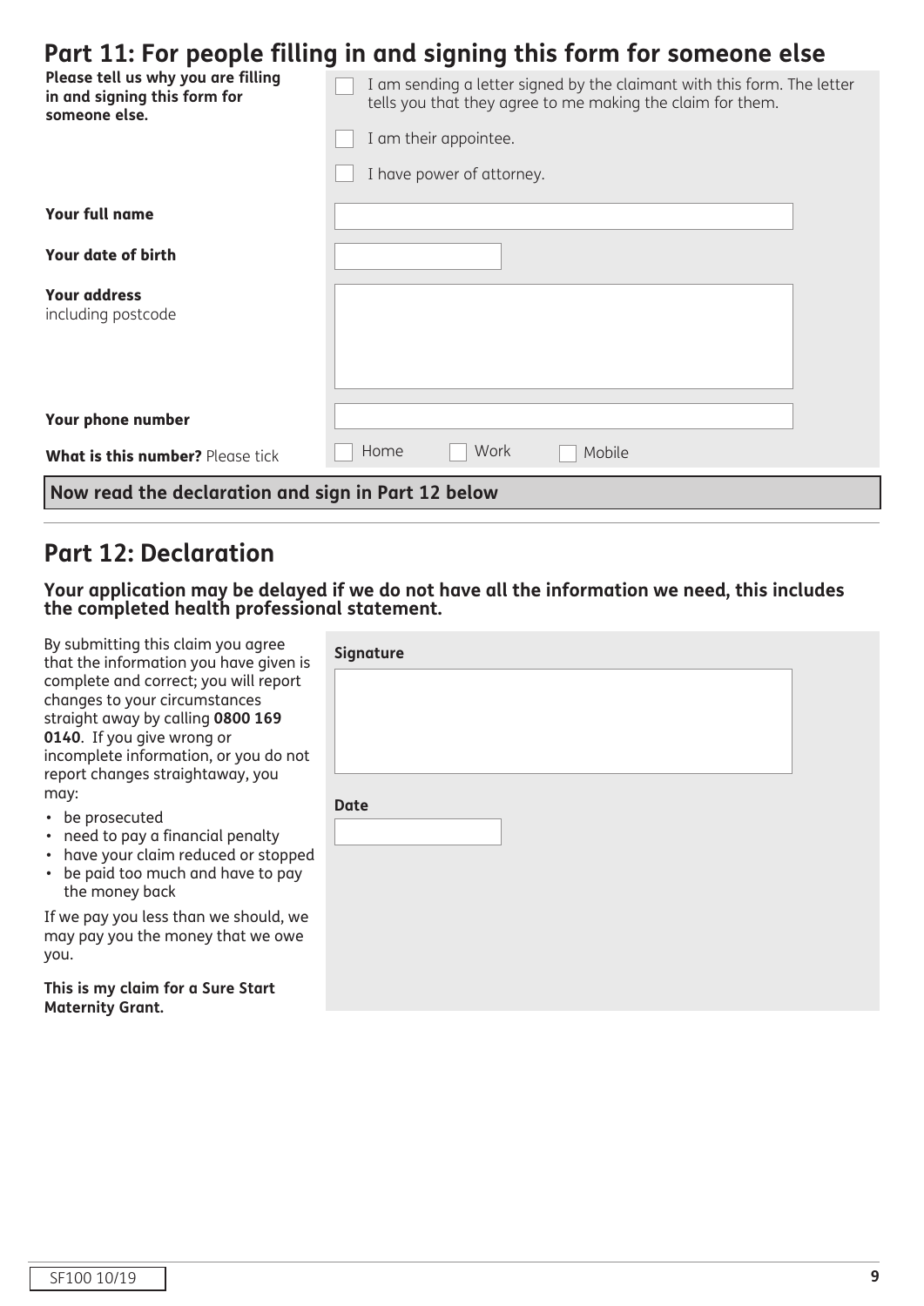## Part 11: For people filling in and signing this form for someone else

**Please tell us why you are filling in and signing this form for someone else.**

- ☐ I am sending a letter signed by the claimant with this form. The letter tells you that they agree to me making the claim for them.
- ☐ I am their appointee.
- ☐ I have power of attorney.

**Your full name**

**Your date of birth**

**Your address**
including postcode

**Your phone number**

**What is this number?** Please tick

☐ Home ☐ Work ☐ Mobile

**Now read the declaration and sign in Part 12 below**

## Part 12: Declaration

**Your application may be delayed if we do not have all the information we need, this includes the completed health professional statement.**

By submitting this claim you agree that the information you have given is complete and correct; you will report changes to your circumstances straight away by calling **0800 169 0140**. If you give wrong or incomplete information, or you do not report changes straightaway, you may:

- be prosecuted
- need to pay a financial penalty
- have your claim reduced or stopped
- be paid too much and have to pay the money back

If we pay you less than we should, we may pay you the money that we owe you.

**This is my claim for a Sure Start Maternity Grant.**

**Signature**

**Date**

SF100 10/19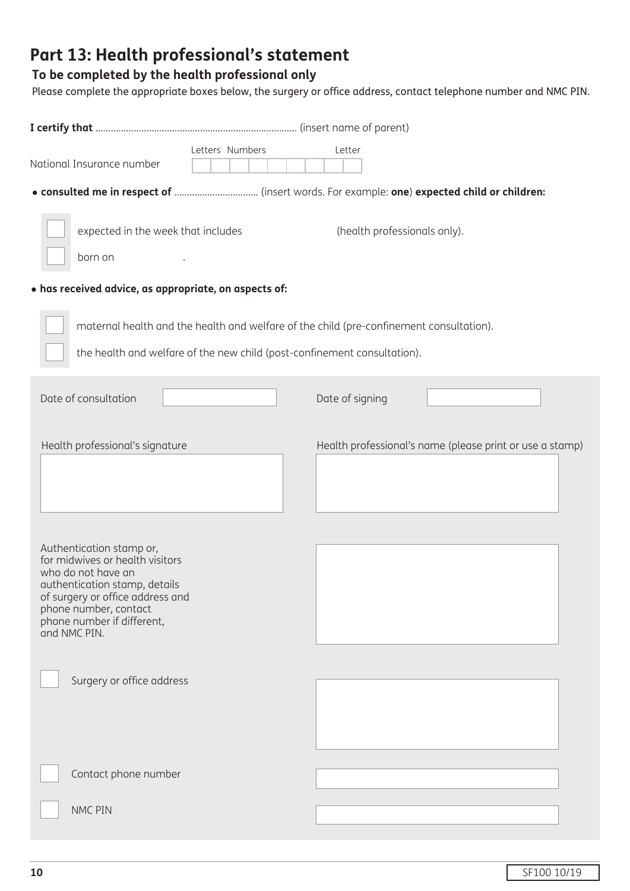# Part 13: Health professional's statement

**To be completed by the health professional only**

Please complete the appropriate boxes below, the surgery or office address, contact telephone number and NMC PIN.

**I certify that** .............................................................................. (insert name of parent)

National Insurance number (Letters, Numbers, Letter)

- **consulted me in respect of** ................................ (insert words. For example: **one**) **expected child or children:**

☐ expected in the week that includes (health professionals only).

☐ born on .

- **has received advice, as appropriate, on aspects of:**

☐ maternal health and the health and welfare of the child (pre-confinement consultation).

☐ the health and welfare of the new child (post-confinement consultation).

Date of consultation

Date of signing

Health professional's signature

Health professional's name (please print or use a stamp)

Authentication stamp or, for midwives or health visitors who do not have an authentication stamp, details of surgery or office address and phone number, contact phone number if different, and NMC PIN.

☐ Surgery or office address

☐ Contact phone number

☐ NMC PIN

SF100 10/19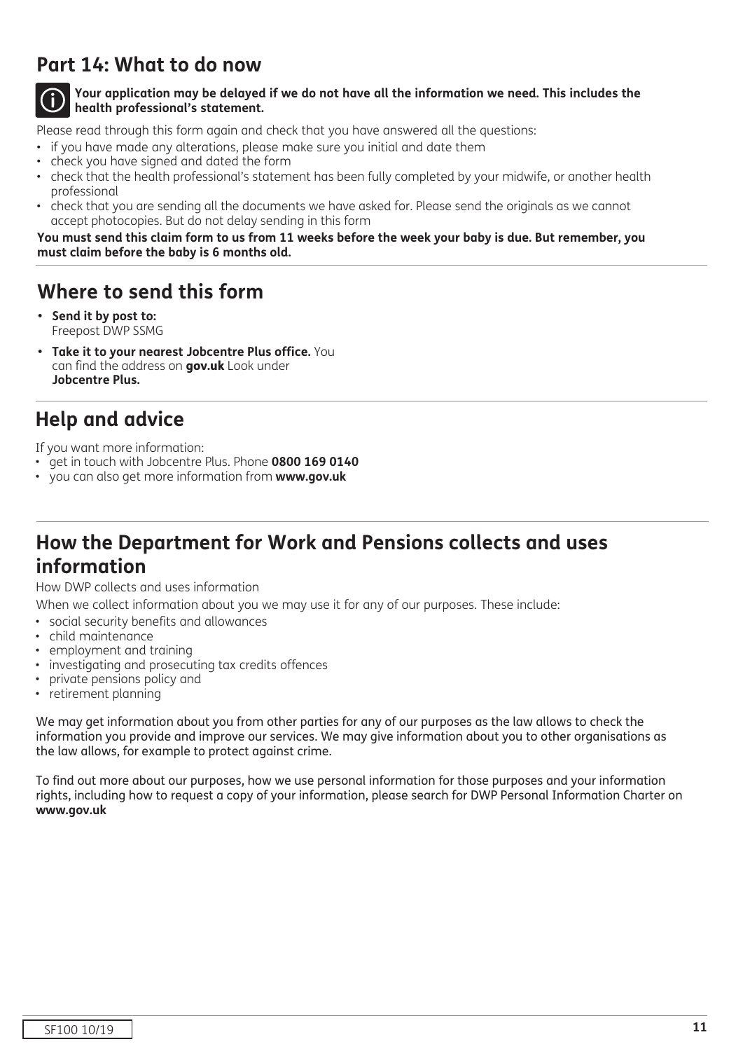## Part 14: What to do now

**Your application may be delayed if we do not have all the information we need. This includes the health professional's statement.**

Please read through this form again and check that you have answered all the questions:

- if you have made any alterations, please make sure you initial and date them
- check you have signed and dated the form
- check that the health professional's statement has been fully completed by your midwife, or another health professional
- check that you are sending all the documents we have asked for. Please send the originals as we cannot accept photocopies. But do not delay sending in this form

**You must send this claim form to us from 11 weeks before the week your baby is due. But remember, you must claim before the baby is 6 months old.**

## Where to send this form

- **Send it by post to:**
  Freepost DWP SSMG
- **Take it to your nearest Jobcentre Plus office.** You can find the address on **gov.uk** Look under **Jobcentre Plus.**

## Help and advice

If you want more information:

- get in touch with Jobcentre Plus. Phone **0800 169 0140**
- you can also get more information from **www.gov.uk**

## How the Department for Work and Pensions collects and uses information

How DWP collects and uses information

When we collect information about you we may use it for any of our purposes. These include:

- social security benefits and allowances
- child maintenance
- employment and training
- investigating and prosecuting tax credits offences
- private pensions policy and
- retirement planning

We may get information about you from other parties for any of our purposes as the law allows to check the information you provide and improve our services. We may give information about you to other organisations as the law allows, for example to protect against crime.

To find out more about our purposes, how we use personal information for those purposes and your information rights, including how to request a copy of your information, please search for DWP Personal Information Charter on **www.gov.uk**

SF100 10/19